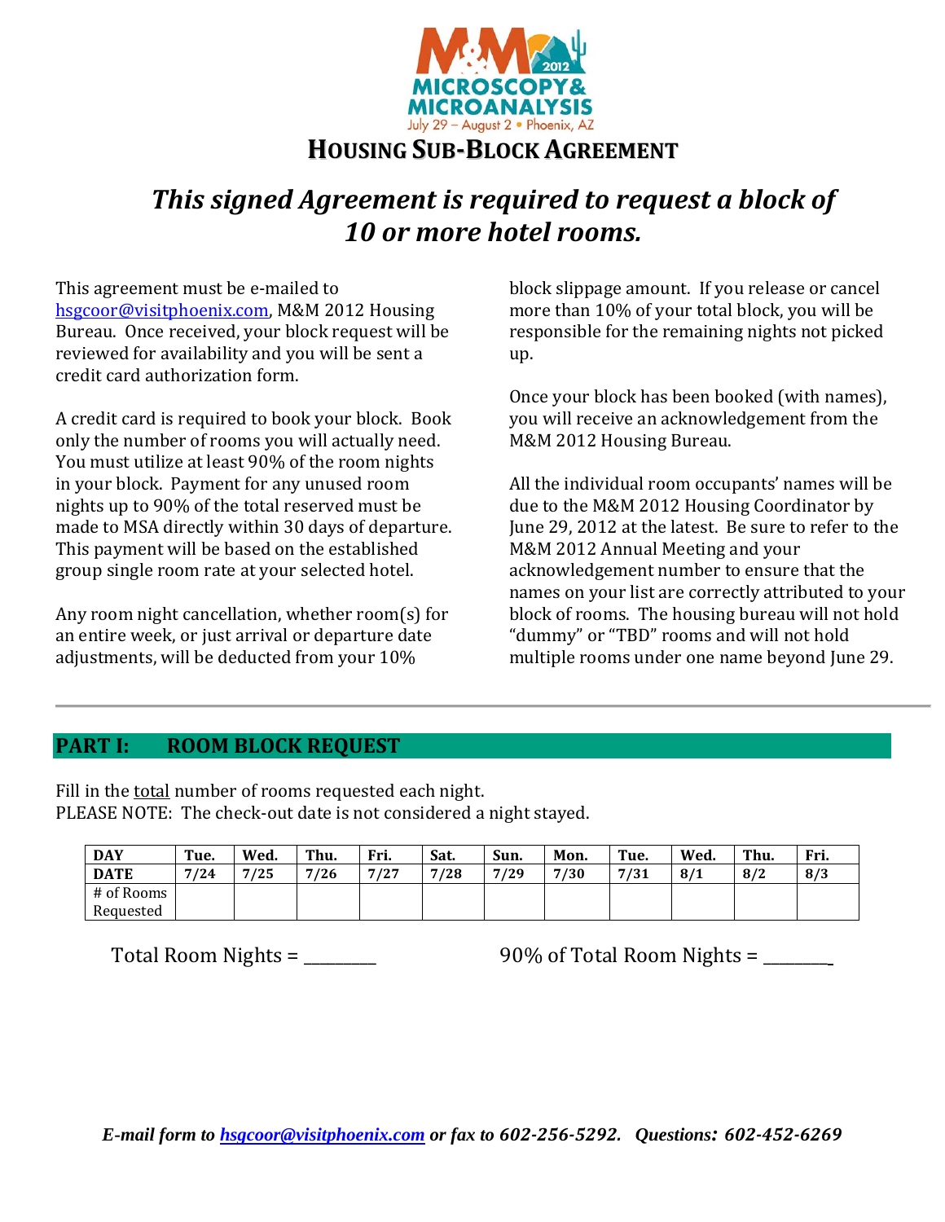M&M 2012 MICROSCOPY & MICROANALYSIS

July 29 – August 2 • Phoenix, AZ

# HOUSING SUB-BLOCK AGREEMENT

## *This signed Agreement is required to request a block of 10 or more hotel rooms.*

This agreement must be e-mailed to hsgcoor@visitphoenix.com, M&M 2012 Housing Bureau. Once received, your block request will be reviewed for availability and you will be sent a credit card authorization form.

A credit card is required to book your block. Book only the number of rooms you will actually need. You must utilize at least 90% of the room nights in your block. Payment for any unused room nights up to 90% of the total reserved must be made to MSA directly within 30 days of departure. This payment will be based on the established group single room rate at your selected hotel.

Any room night cancellation, whether room(s) for an entire week, or just arrival or departure date adjustments, will be deducted from your 10% block slippage amount. If you release or cancel more than 10% of your total block, you will be responsible for the remaining nights not picked up.

Once your block has been booked (with names), you will receive an acknowledgement from the M&M 2012 Housing Bureau.

All the individual room occupants' names will be due to the M&M 2012 Housing Coordinator by June 29, 2012 at the latest. Be sure to refer to the M&M 2012 Annual Meeting and your acknowledgement number to ensure that the names on your list are correctly attributed to your block of rooms. The housing bureau will not hold "dummy" or "TBD" rooms and will not hold multiple rooms under one name beyond June 29.

---

## PART I: ROOM BLOCK REQUEST

Fill in the total number of rooms requested each night.
PLEASE NOTE: The check-out date is not considered a night stayed.

| DAY | Tue. | Wed. | Thu. | Fri. | Sat. | Sun. | Mon. | Tue. | Wed. | Thu. | Fri. |
|---|---|---|---|---|---|---|---|---|---|---|---|
| DATE | 7/24 | 7/25 | 7/26 | 7/27 | 7/28 | 7/29 | 7/30 | 7/31 | 8/1 | 8/2 | 8/3 |
| # of Rooms Requested | | | | | | | | | | | |

Total Room Nights = ________ 90% of Total Room Nights = ________

*E-mail form to hsgcoor@visitphoenix.com or fax to 602-256-5292. Questions: 602-452-6269*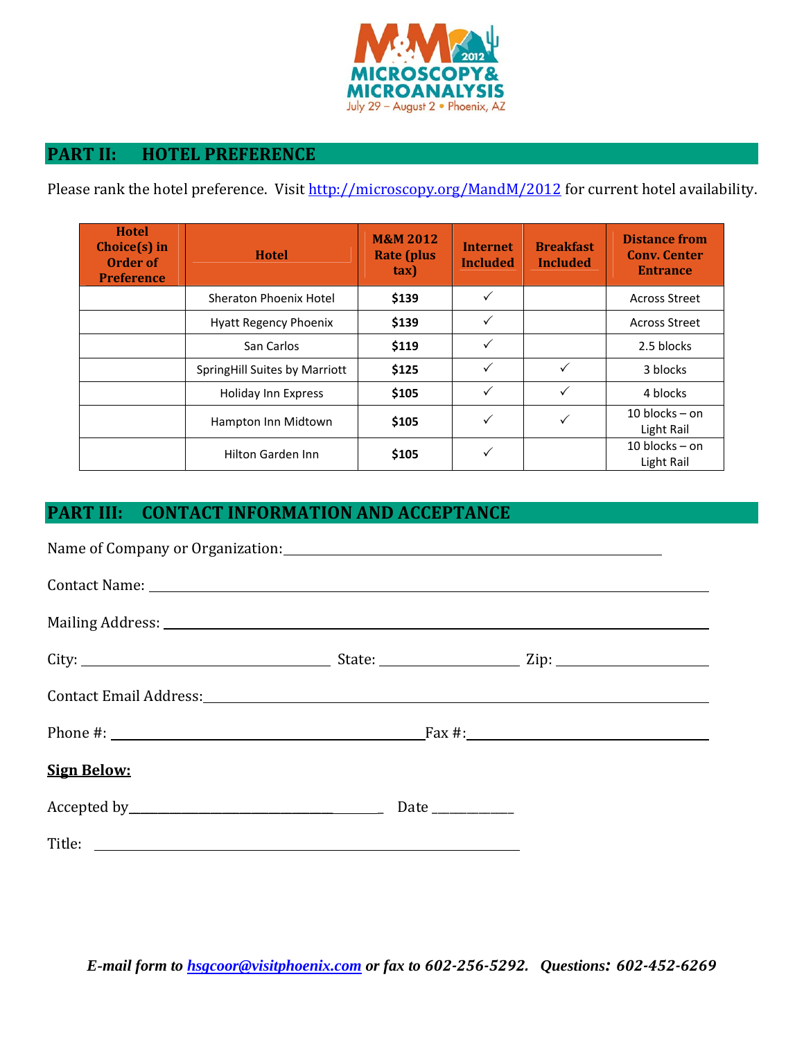M&M 2012
MICROSCOPY & MICROANALYSIS
July 29 – August 2 • Phoenix, AZ

## PART II: HOTEL PREFERENCE

Please rank the hotel preference. Visit http://microscopy.org/MandM/2012 for current hotel availability.

| Hotel Choice(s) in Order of Preference | Hotel | M&M 2012 Rate (plus tax) | Internet Included | Breakfast Included | Distance from Conv. Center Entrance |
|---|---|---|---|---|---|
| | Sheraton Phoenix Hotel | **$139** | ✓ | | Across Street |
| | Hyatt Regency Phoenix | **$139** | ✓ | | Across Street |
| | San Carlos | **$119** | ✓ | | 2.5 blocks |
| | SpringHill Suites by Marriott | **$125** | ✓ | ✓ | 3 blocks |
| | Holiday Inn Express | **$105** | ✓ | ✓ | 4 blocks |
| | Hampton Inn Midtown | **$105** | ✓ | ✓ | 10 blocks – on Light Rail |
| | Hilton Garden Inn | **$105** | ✓ | | 10 blocks – on Light Rail |

## PART III: CONTACT INFORMATION AND ACCEPTANCE

Name of Company or Organization: ____________________

Contact Name: ____________________

Mailing Address: ____________________

City: ____________________ State: ____________________ Zip: ____________________

Contact Email Address: ____________________

Phone #: ____________________ Fax #: ____________________

**Sign Below:**

Accepted by____________________ Date ____________

Title: ____________________

***E-mail form to hsgcoor@visitphoenix.com or fax to 602-256-5292. Questions: 602-452-6269***